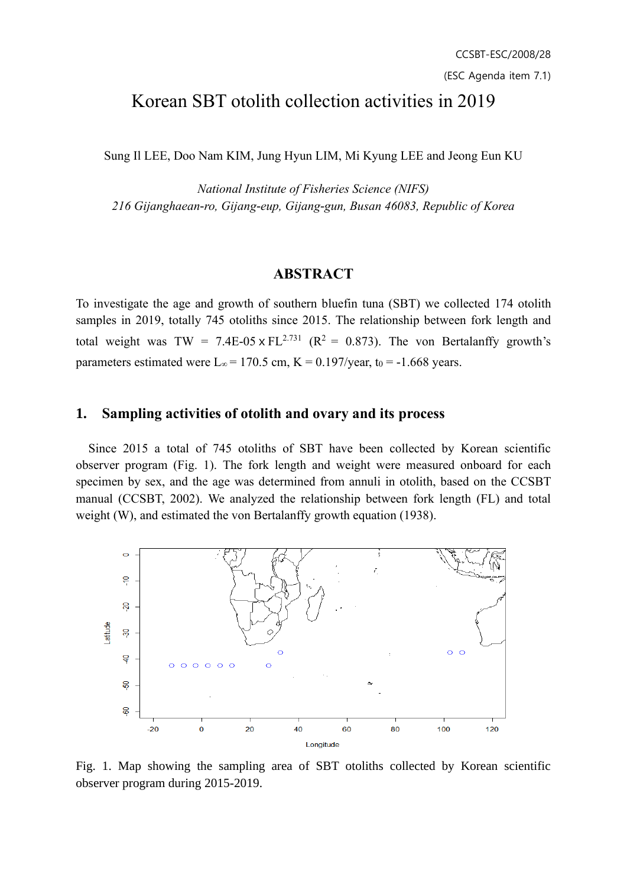CCSBT-ESC/2008/28

(ESC Agenda item 7.1)

# Korean SBT otolith collection activities in 2019

Sung Il LEE, Doo Nam KIM, Jung Hyun LIM, Mi Kyung LEE and Jeong Eun KU

*National Institute of Fisheries Science (NIFS)*
*216 Gijanghaean-ro, Gijang-eup, Gijang-gun, Busan 46083, Republic of Korea*

## ABSTRACT

To investigate the age and growth of southern bluefin tuna (SBT) we collected 174 otolith samples in 2019, totally 745 otoliths since 2015. The relationship between fork length and total weight was TW = 7.4E-05 x $FL^{2.731}$ ($R^2$ = 0.873). The von Bertalanffy growth's parameters estimated were $L_\infty$ = 170.5 cm, K = 0.197/year, $t_0$ = -1.668 years.

## 1. Sampling activities of otolith and ovary and its process

Since 2015 a total of 745 otoliths of SBT have been collected by Korean scientific observer program (Fig. 1). The fork length and weight were measured onboard for each specimen by sex, and the age was determined from annuli in otolith, based on the CCSBT manual (CCSBT, 2002). We analyzed the relationship between fork length (FL) and total weight (W), and estimated the von Bertalanffy growth equation (1938).

Fig. 1. Map showing the sampling area of SBT otoliths collected by Korean scientific observer program during 2015-2019.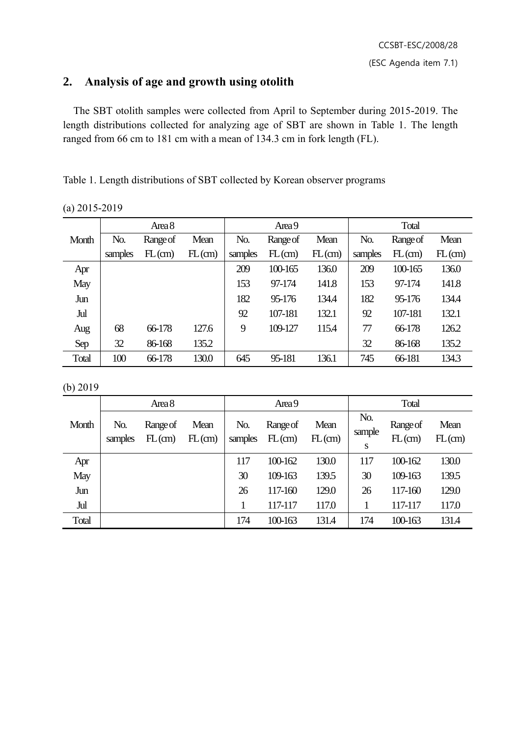## 2. Analysis of age and growth using otolith

The SBT otolith samples were collected from April to September during 2015-2019. The length distributions collected for analyzing age of SBT are shown in Table 1. The length ranged from 66 cm to 181 cm with a mean of 134.3 cm in fork length (FL).

Table 1. Length distributions of SBT collected by Korean observer programs

(a) 2015-2019

| Month | Area 8 | | | Area 9 | | | Total | | |
|---|---|---|---|---|---|---|---|---|---|
| | No. samples | Range of FL (cm) | Mean FL (cm) | No. samples | Range of FL (cm) | Mean FL (cm) | No. samples | Range of FL (cm) | Mean FL (cm) |
| Apr | | | | 209 | 100-165 | 136.0 | 209 | 100-165 | 136.0 |
| May | | | | 153 | 97-174 | 141.8 | 153 | 97-174 | 141.8 |
| Jun | | | | 182 | 95-176 | 134.4 | 182 | 95-176 | 134.4 |
| Jul | | | | 92 | 107-181 | 132.1 | 92 | 107-181 | 132.1 |
| Aug | 68 | 66-178 | 127.6 | 9 | 109-127 | 115.4 | 77 | 66-178 | 126.2 |
| Sep | 32 | 86-168 | 135.2 | | | | 32 | 86-168 | 135.2 |
| Total | 100 | 66-178 | 130.0 | 645 | 95-181 | 136.1 | 745 | 66-181 | 134.3 |

(b) 2019

| Month | Area 8 | | | Area 9 | | | Total | | |
|---|---|---|---|---|---|---|---|---|---|
| | No. samples | Range of FL (cm) | Mean FL (cm) | No. samples | Range of FL (cm) | Mean FL (cm) | No. samples | Range of FL (cm) | Mean FL (cm) |
| Apr | | | | 117 | 100-162 | 130.0 | 117 | 100-162 | 130.0 |
| May | | | | 30 | 109-163 | 139.5 | 30 | 109-163 | 139.5 |
| Jun | | | | 26 | 117-160 | 129.0 | 26 | 117-160 | 129.0 |
| Jul | | | | 1 | 117-117 | 117.0 | 1 | 117-117 | 117.0 |
| Total | | | | 174 | 100-163 | 131.4 | 174 | 100-163 | 131.4 |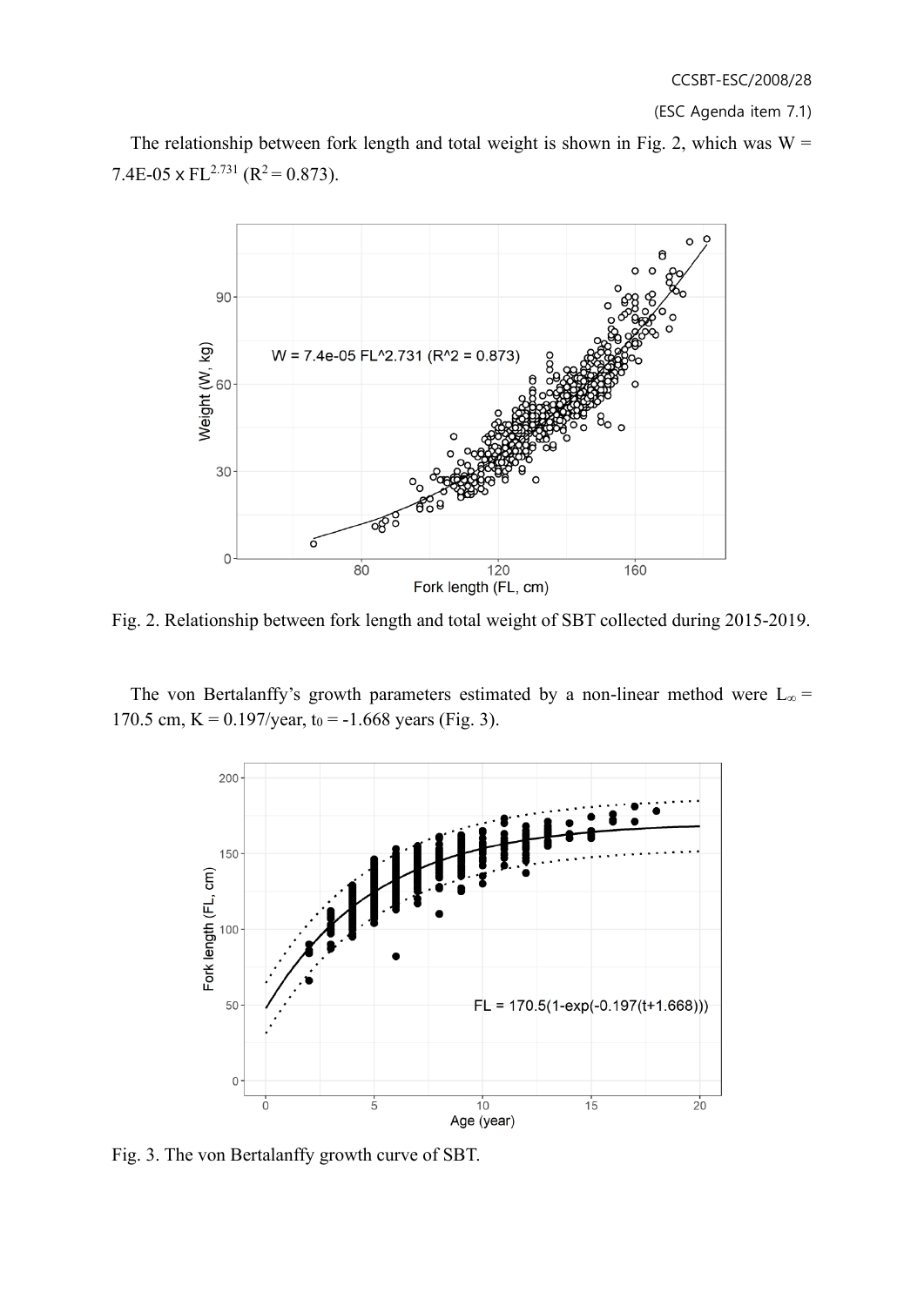The relationship between fork length and total weight is shown in Fig. 2, which was $W = 7.4E\text{-}05 \times FL^{2.731}$ ($R^2 = 0.873$).

Fig. 2. Relationship between fork length and total weight of SBT collected during 2015-2019.

The von Bertalanffy's growth parameters estimated by a non-linear method were $L_\infty$ = 170.5 cm, K = 0.197/year, $t_0$ = -1.668 years (Fig. 3).

Fig. 3. The von Bertalanffy growth curve of SBT.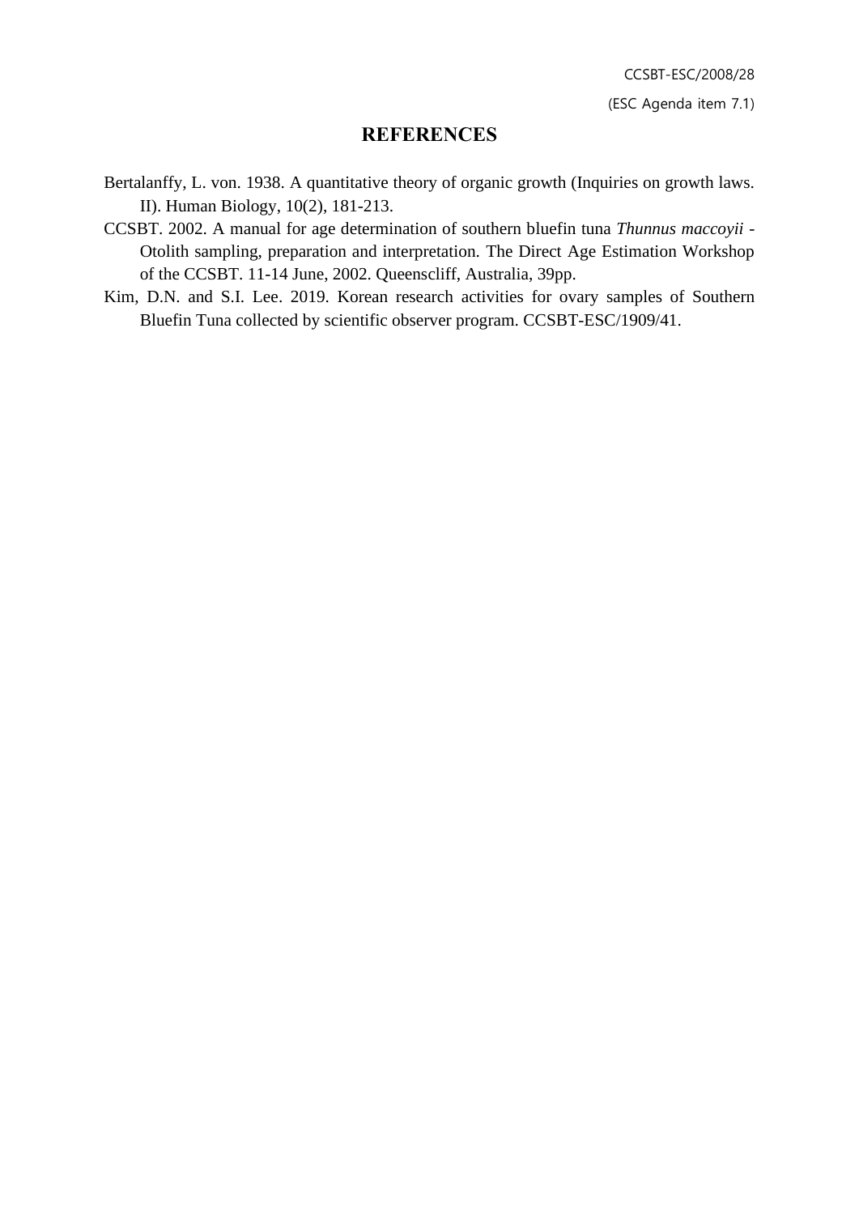# REFERENCES

Bertalanffy, L. von. 1938. A quantitative theory of organic growth (Inquiries on growth laws. II). Human Biology, 10(2), 181-213.

CCSBT. 2002. A manual for age determination of southern bluefin tuna *Thunnus maccoyii* - Otolith sampling, preparation and interpretation. The Direct Age Estimation Workshop of the CCSBT. 11-14 June, 2002. Queenscliff, Australia, 39pp.

Kim, D.N. and S.I. Lee. 2019. Korean research activities for ovary samples of Southern Bluefin Tuna collected by scientific observer program. CCSBT-ESC/1909/41.